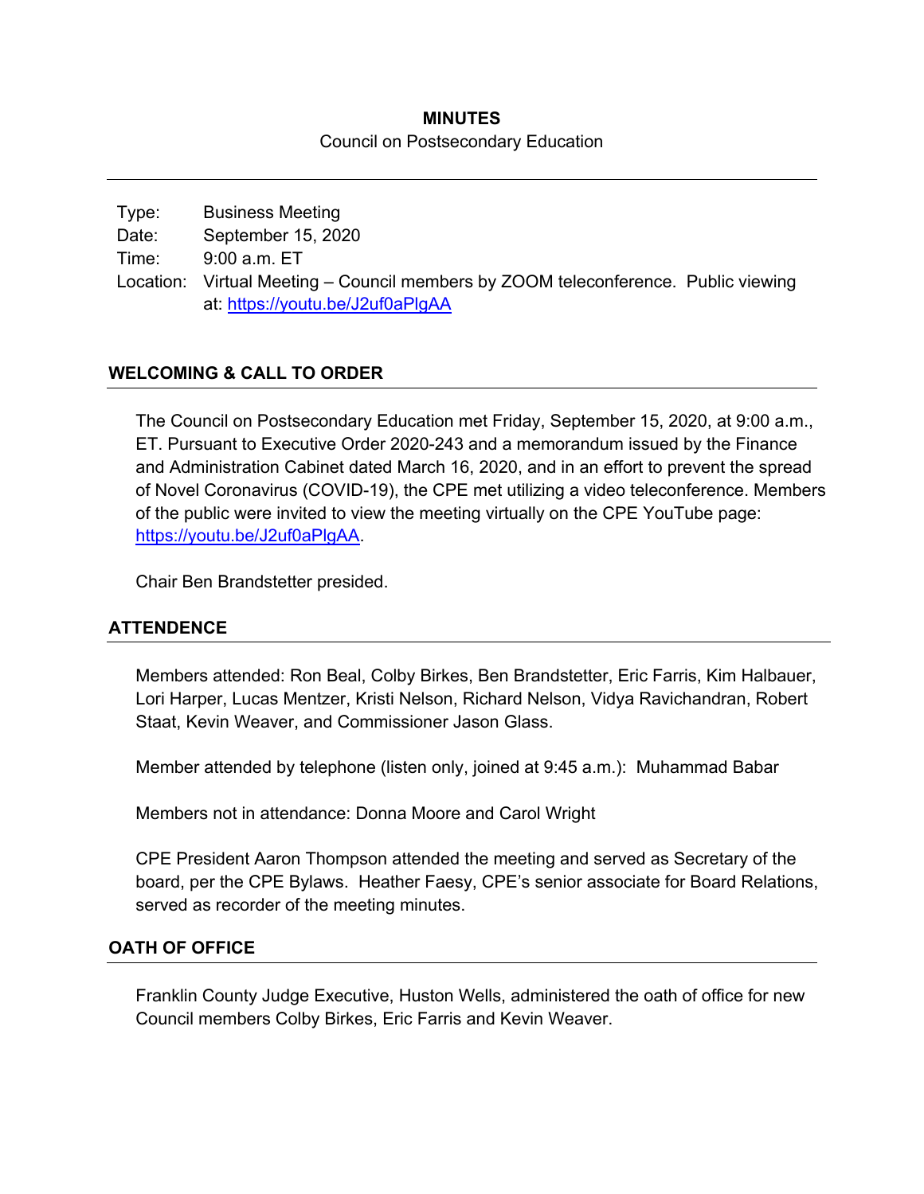# MINUTES

Council on Postsecondary Education

| | |
|---|---|
| Type: | Business Meeting |
| Date: | September 15, 2020 |
| Time: | 9:00 a.m. ET |
| Location: | Virtual Meeting – Council members by ZOOM teleconference. Public viewing at: https://youtu.be/J2uf0aPlgAA |

## WELCOMING & CALL TO ORDER

The Council on Postsecondary Education met Friday, September 15, 2020, at 9:00 a.m., ET. Pursuant to Executive Order 2020-243 and a memorandum issued by the Finance and Administration Cabinet dated March 16, 2020, and in an effort to prevent the spread of Novel Coronavirus (COVID-19), the CPE met utilizing a video teleconference. Members of the public were invited to view the meeting virtually on the CPE YouTube page: https://youtu.be/J2uf0aPlgAA.

Chair Ben Brandstetter presided.

## ATTENDENCE

Members attended: Ron Beal, Colby Birkes, Ben Brandstetter, Eric Farris, Kim Halbauer, Lori Harper, Lucas Mentzer, Kristi Nelson, Richard Nelson, Vidya Ravichandran, Robert Staat, Kevin Weaver, and Commissioner Jason Glass.

Member attended by telephone (listen only, joined at 9:45 a.m.): Muhammad Babar

Members not in attendance: Donna Moore and Carol Wright

CPE President Aaron Thompson attended the meeting and served as Secretary of the board, per the CPE Bylaws. Heather Faesy, CPE's senior associate for Board Relations, served as recorder of the meeting minutes.

## OATH OF OFFICE

Franklin County Judge Executive, Huston Wells, administered the oath of office for new Council members Colby Birkes, Eric Farris and Kevin Weaver.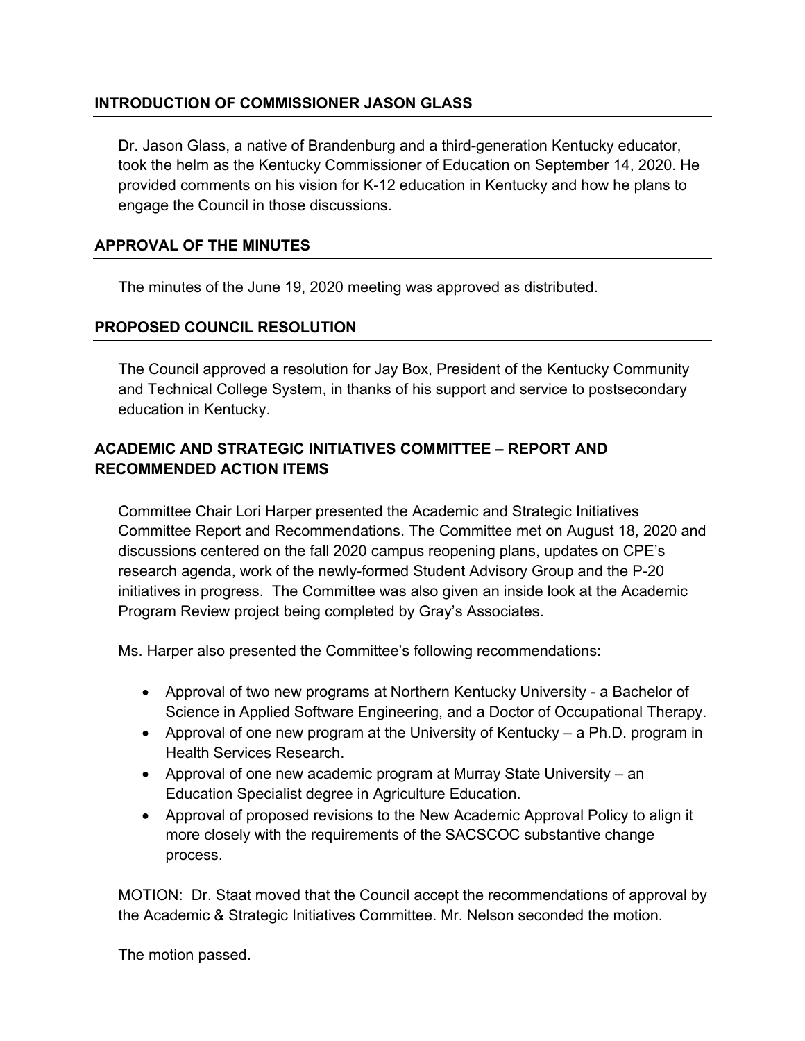## INTRODUCTION OF COMMISSIONER JASON GLASS

Dr. Jason Glass, a native of Brandenburg and a third-generation Kentucky educator, took the helm as the Kentucky Commissioner of Education on September 14, 2020. He provided comments on his vision for K-12 education in Kentucky and how he plans to engage the Council in those discussions.

## APPROVAL OF THE MINUTES

The minutes of the June 19, 2020 meeting was approved as distributed.

## PROPOSED COUNCIL RESOLUTION

The Council approved a resolution for Jay Box, President of the Kentucky Community and Technical College System, in thanks of his support and service to postsecondary education in Kentucky.

## ACADEMIC AND STRATEGIC INITIATIVES COMMITTEE – REPORT AND RECOMMENDED ACTION ITEMS

Committee Chair Lori Harper presented the Academic and Strategic Initiatives Committee Report and Recommendations. The Committee met on August 18, 2020 and discussions centered on the fall 2020 campus reopening plans, updates on CPE's research agenda, work of the newly-formed Student Advisory Group and the P-20 initiatives in progress. The Committee was also given an inside look at the Academic Program Review project being completed by Gray's Associates.

Ms. Harper also presented the Committee's following recommendations:

- Approval of two new programs at Northern Kentucky University - a Bachelor of Science in Applied Software Engineering, and a Doctor of Occupational Therapy.
- Approval of one new program at the University of Kentucky – a Ph.D. program in Health Services Research.
- Approval of one new academic program at Murray State University – an Education Specialist degree in Agriculture Education.
- Approval of proposed revisions to the New Academic Approval Policy to align it more closely with the requirements of the SACSCOC substantive change process.

MOTION: Dr. Staat moved that the Council accept the recommendations of approval by the Academic & Strategic Initiatives Committee. Mr. Nelson seconded the motion.

The motion passed.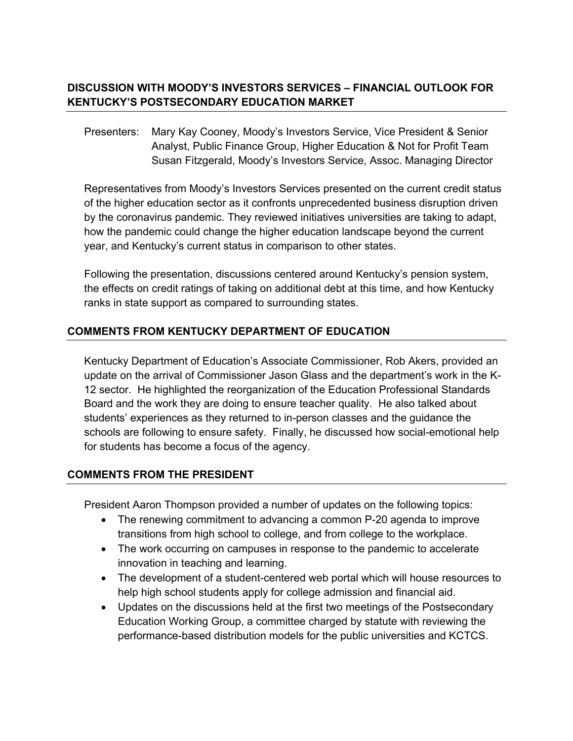## DISCUSSION WITH MOODY'S INVESTORS SERVICES – FINANCIAL OUTLOOK FOR KENTUCKY'S POSTSECONDARY EDUCATION MARKET

Presenters: Mary Kay Cooney, Moody's Investors Service, Vice President & Senior Analyst, Public Finance Group, Higher Education & Not for Profit Team
Susan Fitzgerald, Moody's Investors Service, Assoc. Managing Director

Representatives from Moody's Investors Services presented on the current credit status of the higher education sector as it confronts unprecedented business disruption driven by the coronavirus pandemic. They reviewed initiatives universities are taking to adapt, how the pandemic could change the higher education landscape beyond the current year, and Kentucky's current status in comparison to other states.

Following the presentation, discussions centered around Kentucky's pension system, the effects on credit ratings of taking on additional debt at this time, and how Kentucky ranks in state support as compared to surrounding states.

## COMMENTS FROM KENTUCKY DEPARTMENT OF EDUCATION

Kentucky Department of Education's Associate Commissioner, Rob Akers, provided an update on the arrival of Commissioner Jason Glass and the department's work in the K-12 sector. He highlighted the reorganization of the Education Professional Standards Board and the work they are doing to ensure teacher quality. He also talked about students' experiences as they returned to in-person classes and the guidance the schools are following to ensure safety. Finally, he discussed how social-emotional help for students has become a focus of the agency.

## COMMENTS FROM THE PRESIDENT

President Aaron Thompson provided a number of updates on the following topics:

- The renewing commitment to advancing a common P-20 agenda to improve transitions from high school to college, and from college to the workplace.
- The work occurring on campuses in response to the pandemic to accelerate innovation in teaching and learning.
- The development of a student-centered web portal which will house resources to help high school students apply for college admission and financial aid.
- Updates on the discussions held at the first two meetings of the Postsecondary Education Working Group, a committee charged by statute with reviewing the performance-based distribution models for the public universities and KCTCS.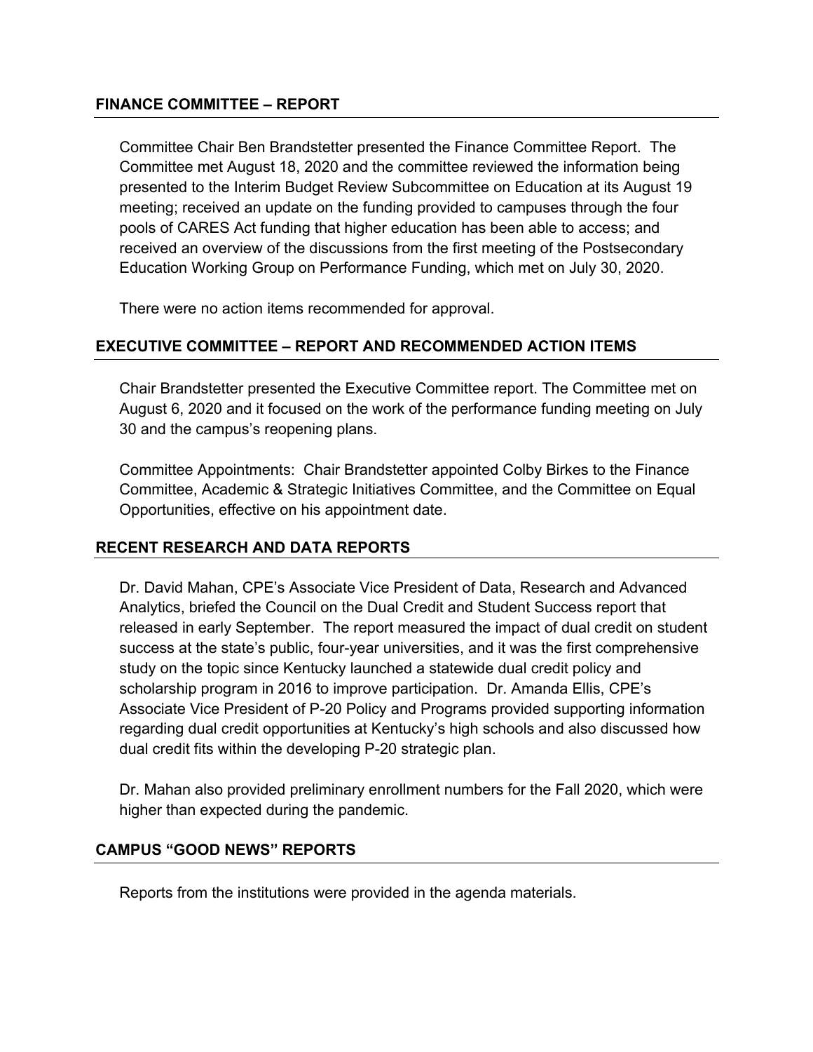## FINANCE COMMITTEE – REPORT

Committee Chair Ben Brandstetter presented the Finance Committee Report. The Committee met August 18, 2020 and the committee reviewed the information being presented to the Interim Budget Review Subcommittee on Education at its August 19 meeting; received an update on the funding provided to campuses through the four pools of CARES Act funding that higher education has been able to access; and received an overview of the discussions from the first meeting of the Postsecondary Education Working Group on Performance Funding, which met on July 30, 2020.

There were no action items recommended for approval.

## EXECUTIVE COMMITTEE – REPORT AND RECOMMENDED ACTION ITEMS

Chair Brandstetter presented the Executive Committee report. The Committee met on August 6, 2020 and it focused on the work of the performance funding meeting on July 30 and the campus's reopening plans.

Committee Appointments: Chair Brandstetter appointed Colby Birkes to the Finance Committee, Academic & Strategic Initiatives Committee, and the Committee on Equal Opportunities, effective on his appointment date.

## RECENT RESEARCH AND DATA REPORTS

Dr. David Mahan, CPE's Associate Vice President of Data, Research and Advanced Analytics, briefed the Council on the Dual Credit and Student Success report that released in early September. The report measured the impact of dual credit on student success at the state's public, four-year universities, and it was the first comprehensive study on the topic since Kentucky launched a statewide dual credit policy and scholarship program in 2016 to improve participation. Dr. Amanda Ellis, CPE's Associate Vice President of P-20 Policy and Programs provided supporting information regarding dual credit opportunities at Kentucky's high schools and also discussed how dual credit fits within the developing P-20 strategic plan.

Dr. Mahan also provided preliminary enrollment numbers for the Fall 2020, which were higher than expected during the pandemic.

## CAMPUS "GOOD NEWS" REPORTS

Reports from the institutions were provided in the agenda materials.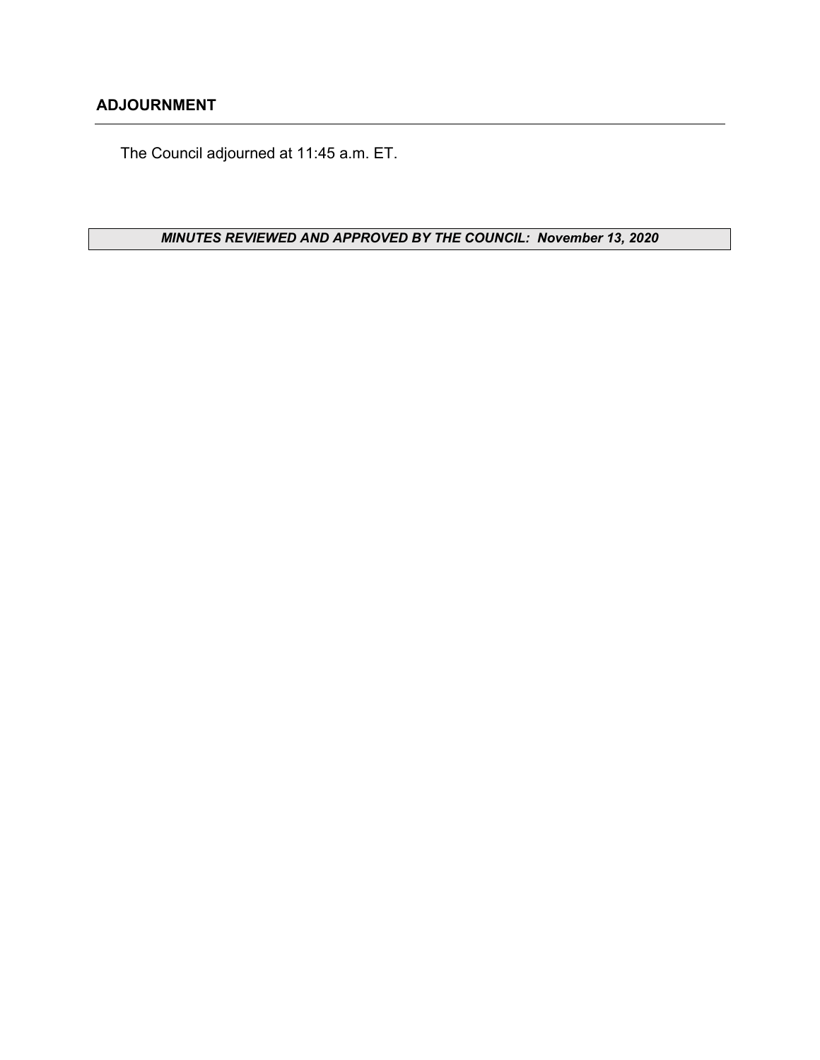## ADJOURNMENT

The Council adjourned at 11:45 a.m. ET.

***MINUTES REVIEWED AND APPROVED BY THE COUNCIL: November 13, 2020***